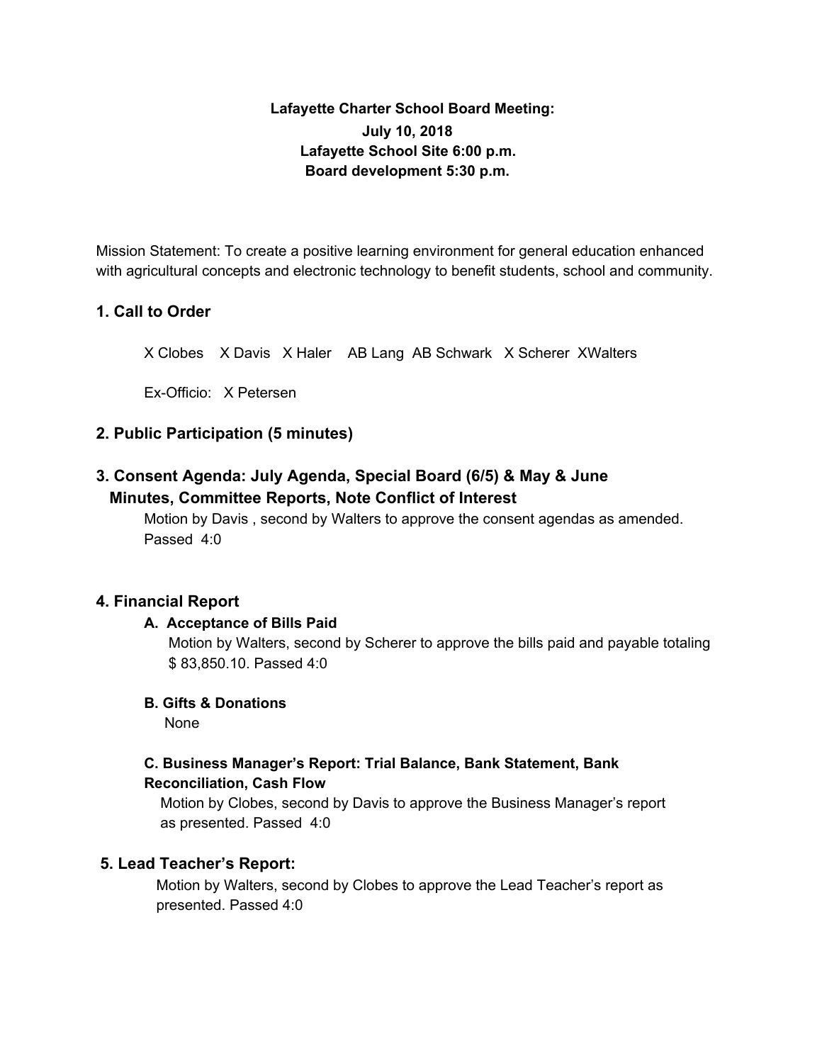**Lafayette Charter School Board Meeting:**
**July 10, 2018**
**Lafayette School Site 6:00 p.m.**
**Board development 5:30 p.m.**

Mission Statement: To create a positive learning environment for general education enhanced with agricultural concepts and electronic technology to benefit students, school and community.

## 1. Call to Order

X Clobes X Davis X Haler AB Lang AB Schwark X Scherer XWalters

Ex-Officio: X Petersen

## 2. Public Participation (5 minutes)

## 3. Consent Agenda: July Agenda, Special Board (6/5) & May & June Minutes, Committee Reports, Note Conflict of Interest

Motion by Davis , second by Walters to approve the consent agendas as amended. Passed 4:0

## 4. Financial Report

### A. Acceptance of Bills Paid

Motion by Walters, second by Scherer to approve the bills paid and payable totaling $ 83,850.10. Passed 4:0

### B. Gifts & Donations

None

### C. Business Manager's Report: Trial Balance, Bank Statement, Bank Reconciliation, Cash Flow

Motion by Clobes, second by Davis to approve the Business Manager's report as presented. Passed 4:0

## 5. Lead Teacher's Report:

Motion by Walters, second by Clobes to approve the Lead Teacher's report as presented. Passed 4:0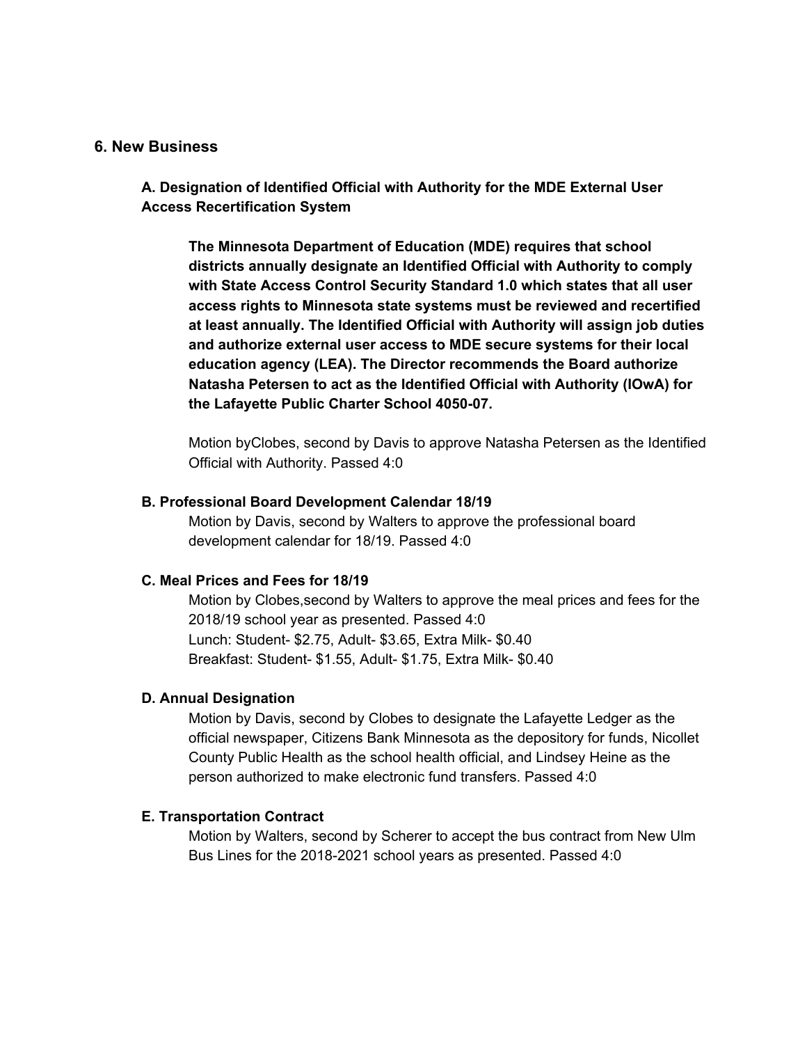## 6. New Business

### A. Designation of Identified Official with Authority for the MDE External User Access Recertification System

**The Minnesota Department of Education (MDE) requires that school districts annually designate an Identified Official with Authority to comply with State Access Control Security Standard 1.0 which states that all user access rights to Minnesota state systems must be reviewed and recertified at least annually. The Identified Official with Authority will assign job duties and authorize external user access to MDE secure systems for their local education agency (LEA). The Director recommends the Board authorize Natasha Petersen to act as the Identified Official with Authority (IOwA) for the Lafayette Public Charter School 4050-07.**

Motion byClobes, second by Davis to approve Natasha Petersen as the Identified Official with Authority. Passed 4:0

### B. Professional Board Development Calendar 18/19

Motion by Davis, second by Walters to approve the professional board development calendar for 18/19. Passed 4:0

### C. Meal Prices and Fees for 18/19

Motion by Clobes,second by Walters to approve the meal prices and fees for the 2018/19 school year as presented. Passed 4:0
Lunch: Student- $2.75, Adult- $3.65, Extra Milk- $0.40
Breakfast: Student- $1.55, Adult- $1.75, Extra Milk- $0.40

### D. Annual Designation

Motion by Davis, second by Clobes to designate the Lafayette Ledger as the official newspaper, Citizens Bank Minnesota as the depository for funds, Nicollet County Public Health as the school health official, and Lindsey Heine as the person authorized to make electronic fund transfers. Passed 4:0

### E. Transportation Contract

Motion by Walters, second by Scherer to accept the bus contract from New Ulm Bus Lines for the 2018-2021 school years as presented. Passed 4:0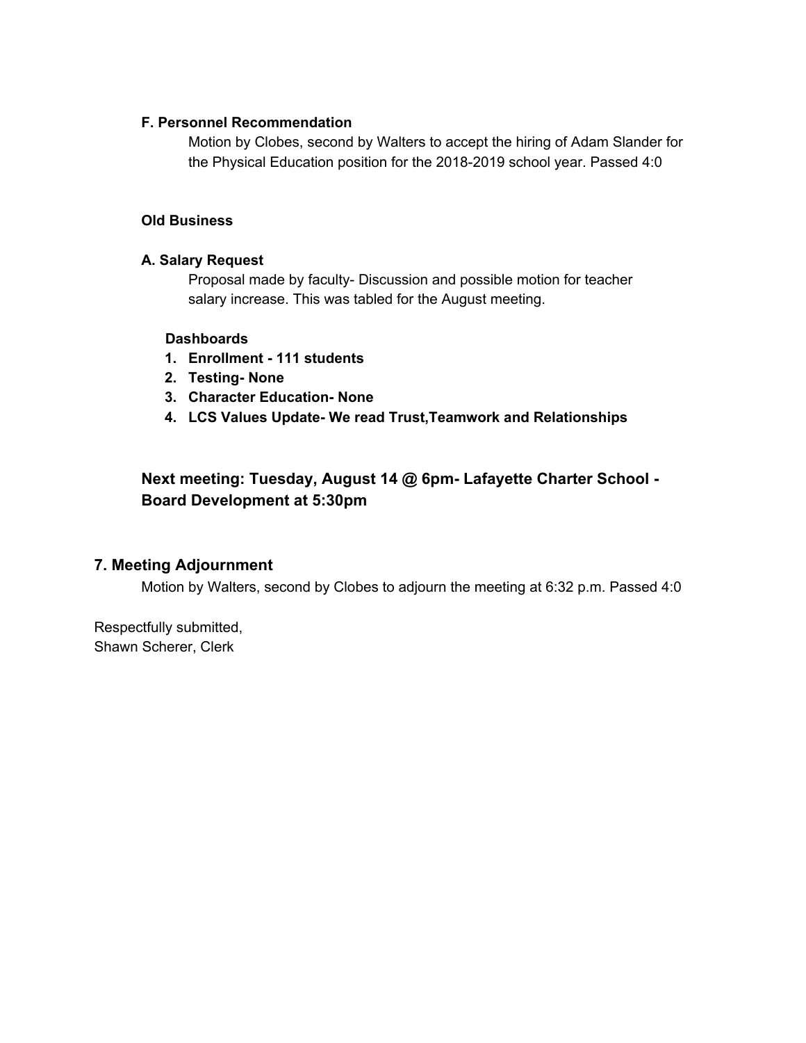**F. Personnel Recommendation**

Motion by Clobes, second by Walters to accept the hiring of Adam Slander for the Physical Education position for the 2018-2019 school year. Passed 4:0

**Old Business**

**A. Salary Request**

Proposal made by faculty- Discussion and possible motion for teacher salary increase. This was tabled for the August meeting.

**Dashboards**

1. **Enrollment - 111 students**
2. **Testing- None**
3. **Character Education- None**
4. **LCS Values Update- We read Trust,Teamwork and Relationships**

### Next meeting: Tuesday, August 14 @ 6pm- Lafayette Charter School - Board Development at 5:30pm

## 7. Meeting Adjournment

Motion by Walters, second by Clobes to adjourn the meeting at 6:32 p.m. Passed 4:0

Respectfully submitted,
Shawn Scherer, Clerk